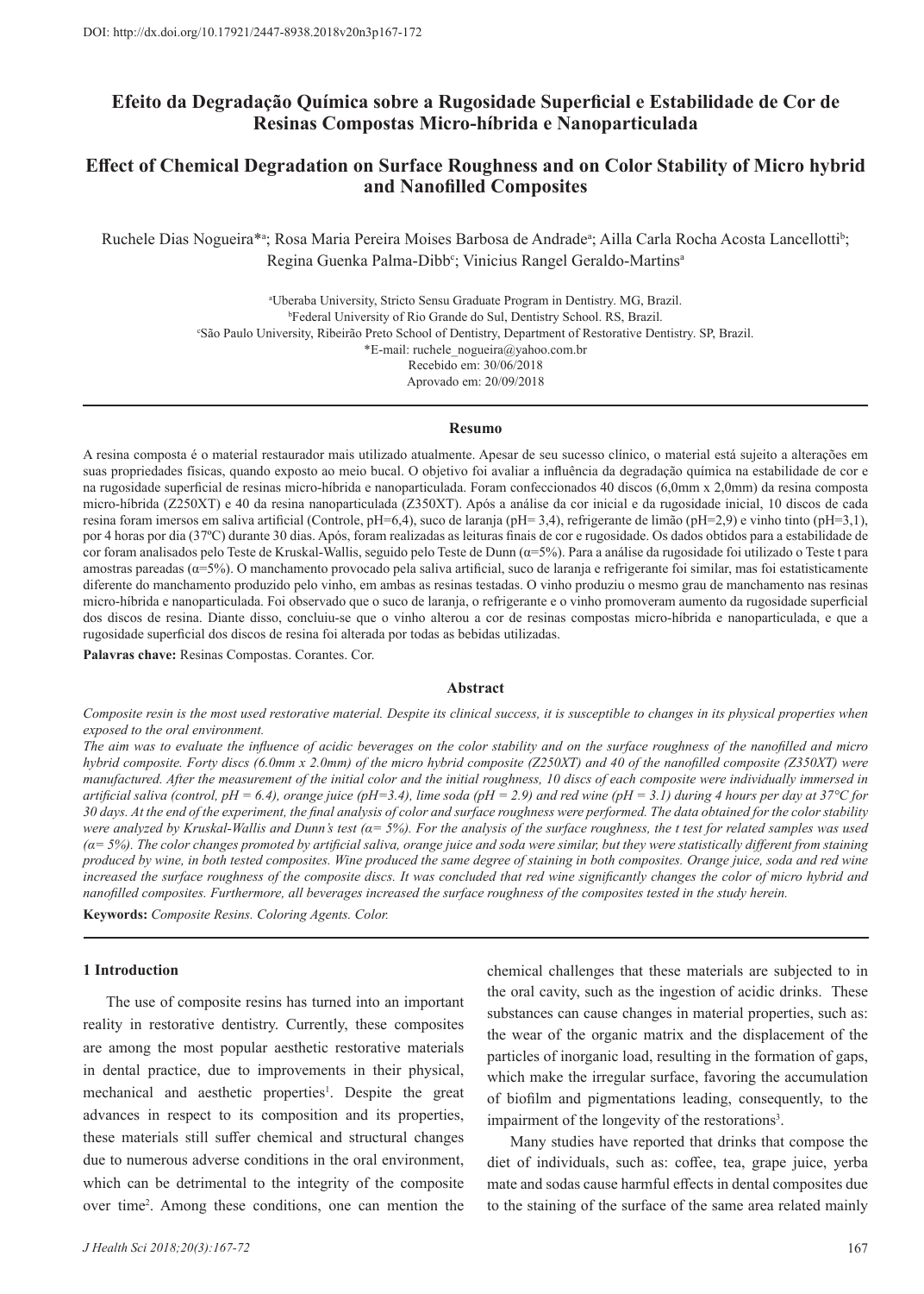DOI: http://dx.doi.org/10.17921/2447-8938.2018v20n3p167-172

# Efeito da Degradação Química sobre a Rugosidade Superficial e Estabilidade de Cor de Resinas Compostas Micro-híbrida e Nanoparticulada

# Effect of Chemical Degradation on Surface Roughness and on Color Stability of Micro hybrid and Nanofilled Composites

Ruchele Dias Nogueira*[a]; Rosa Maria Pereira Moises Barbosa de Andrade[a]; Ailla Carla Rocha Acosta Lancellotti[b]; Regina Guenka Palma-Dibb[c]; Vinicius Rangel Geraldo-Martins[a]

[a]Uberaba University, Stricto Sensu Graduate Program in Dentistry. MG, Brazil.
[b]Federal University of Rio Grande do Sul, Dentistry School. RS, Brazil.
[c]São Paulo University, Ribeirão Preto School of Dentistry, Department of Restorative Dentistry. SP, Brazil.
*E-mail: ruchele_nogueira@yahoo.com.br
Recebido em: 30/06/2018
Aprovado em: 20/09/2018

## Resumo

A resina composta é o material restaurador mais utilizado atualmente. Apesar de seu sucesso clínico, o material está sujeito a alterações em suas propriedades físicas, quando exposto ao meio bucal. O objetivo foi avaliar a influência da degradação química na estabilidade de cor e na rugosidade superficial de resinas micro-híbrida e nanoparticulada. Foram confeccionados 40 discos (6,0mm x 2,0mm) da resina composta micro-híbrida (Z250XT) e 40 da resina nanoparticulada (Z350XT). Após a análise da cor inicial e da rugosidade inicial, 10 discos de cada resina foram imersos em saliva artificial (Controle, pH=6,4), suco de laranja (pH= 3,4), refrigerante de limão (pH=2,9) e vinho tinto (pH=3,1), por 4 horas por dia (37ºC) durante 30 dias. Após, foram realizadas as leituras finais de cor e rugosidade. Os dados obtidos para a estabilidade de cor foram analisados pelo Teste de Kruskal-Wallis, seguido pelo Teste de Dunn (α=5%). Para a análise da rugosidade foi utilizado o Teste t para amostras pareadas (α=5%). O manchamento provocado pela saliva artificial, suco de laranja e refrigerante foi similar, mas foi estatisticamente diferente do manchamento produzido pelo vinho, em ambas as resinas testadas. O vinho produziu o mesmo grau de manchamento nas resinas micro-híbrida e nanoparticulada. Foi observado que o suco de laranja, o refrigerante e o vinho promoveram aumento da rugosidade superficial dos discos de resina. Diante disso, concluiu-se que o vinho alterou a cor de resinas compostas micro-híbrida e nanoparticulada, e que a rugosidade superficial dos discos de resina foi alterada por todas as bebidas utilizadas.

**Palavras chave:** Resinas Compostas. Corantes. Cor.

## Abstract

*Composite resin is the most used restorative material. Despite its clinical success, it is susceptible to changes in its physical properties when exposed to the oral environment.*

*The aim was to evaluate the influence of acidic beverages on the color stability and on the surface roughness of the nanofilled and micro hybrid composite. Forty discs (6.0mm x 2.0mm) of the micro hybrid composite (Z250XT) and 40 of the nanofilled composite (Z350XT) were manufactured. After the measurement of the initial color and the initial roughness, 10 discs of each composite were individually immersed in artificial saliva (control, pH = 6.4), orange juice (pH=3.4), lime soda (pH = 2.9) and red wine (pH = 3.1) during 4 hours per day at 37°C for 30 days. At the end of the experiment, the final analysis of color and surface roughness were performed. The data obtained for the color stability were analyzed by Kruskal-Wallis and Dunn's test (α= 5%). For the analysis of the surface roughness, the t test for related samples was used (α= 5%). The color changes promoted by artificial saliva, orange juice and soda were similar, but they were statistically different from staining produced by wine, in both tested composites. Wine produced the same degree of staining in both composites. Orange juice, soda and red wine increased the surface roughness of the composite discs. It was concluded that red wine significantly changes the color of micro hybrid and nanofilled composites. Furthermore, all beverages increased the surface roughness of the composites tested in the study herein.*

**Keywords:** *Composite Resins. Coloring Agents. Color.*

## 1 Introduction

The use of composite resins has turned into an important reality in restorative dentistry. Currently, these composites are among the most popular aesthetic restorative materials in dental practice, due to improvements in their physical, mechanical and aesthetic properties[1]. Despite the great advances in respect to its composition and its properties, these materials still suffer chemical and structural changes due to numerous adverse conditions in the oral environment, which can be detrimental to the integrity of the composite over time[2]. Among these conditions, one can mention the chemical challenges that these materials are subjected to in the oral cavity, such as the ingestion of acidic drinks. These substances can cause changes in material properties, such as: the wear of the organic matrix and the displacement of the particles of inorganic load, resulting in the formation of gaps, which make the irregular surface, favoring the accumulation of biofilm and pigmentations leading, consequently, to the impairment of the longevity of the restorations[3].

Many studies have reported that drinks that compose the diet of individuals, such as: coffee, tea, grape juice, yerba mate and sodas cause harmful effects in dental composites due to the staining of the surface of the same area related mainly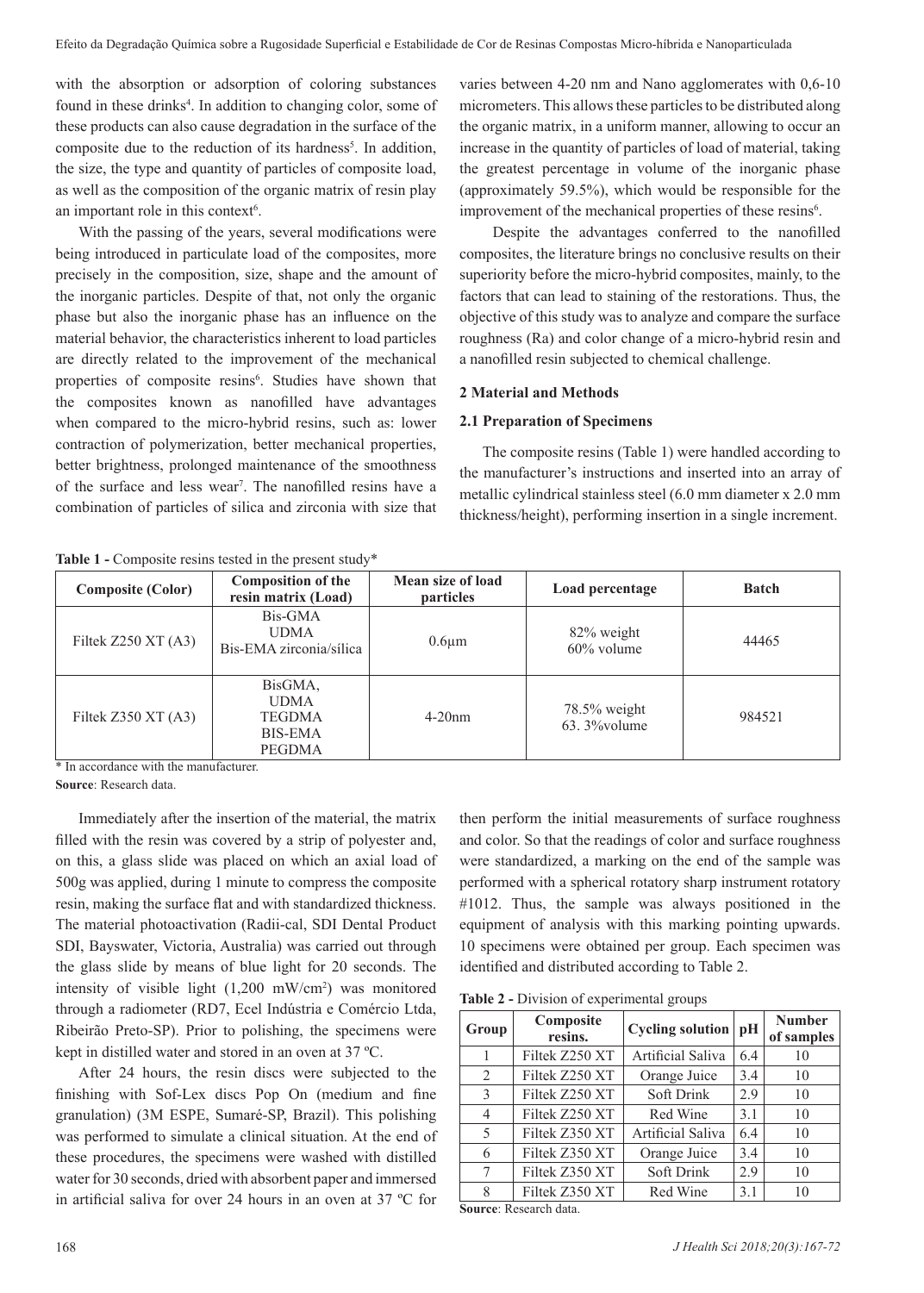with the absorption or adsorption of coloring substances found in these drinks[4]. In addition to changing color, some of these products can also cause degradation in the surface of the composite due to the reduction of its hardness[5]. In addition, the size, the type and quantity of particles of composite load, as well as the composition of the organic matrix of resin play an important role in this context[6].

With the passing of the years, several modifications were being introduced in particulate load of the composites, more precisely in the composition, size, shape and the amount of the inorganic particles. Despite of that, not only the organic phase but also the inorganic phase has an influence on the material behavior, the characteristics inherent to load particles are directly related to the improvement of the mechanical properties of composite resins[6]. Studies have shown that the composites known as nanofilled have advantages when compared to the micro-hybrid resins, such as: lower contraction of polymerization, better mechanical properties, better brightness, prolonged maintenance of the smoothness of the surface and less wear[7]. The nanofilled resins have a combination of particles of silica and zirconia with size that varies between 4-20 nm and Nano agglomerates with 0,6-10 micrometers. This allows these particles to be distributed along the organic matrix, in a uniform manner, allowing to occur an increase in the quantity of particles of load of material, taking the greatest percentage in volume of the inorganic phase (approximately 59.5%), which would be responsible for the improvement of the mechanical properties of these resins[6].

Despite the advantages conferred to the nanofilled composites, the literature brings no conclusive results on their superiority before the micro-hybrid composites, mainly, to the factors that can lead to staining of the restorations. Thus, the objective of this study was to analyze and compare the surface roughness (Ra) and color change of a micro-hybrid resin and a nanofilled resin subjected to chemical challenge.

## 2 Material and Methods

### 2.1 Preparation of Specimens

The composite resins (Table 1) were handled according to the manufacturer's instructions and inserted into an array of metallic cylindrical stainless steel (6.0 mm diameter x 2.0 mm thickness/height), performing insertion in a single increment.

**Table 1 -** Composite resins tested in the present study*

| Composite (Color) | Composition of the resin matrix (Load) | Mean size of load particles | Load percentage | Batch |
|---|---|---|---|---|
| Filtek Z250 XT (A3) | Bis-GMA<br>UDMA<br>Bis-EMA zirconia/sílica | 0.6µm | 82% weight<br>60% volume | 44465 |
| Filtek Z350 XT (A3) | BisGMA,<br>UDMA<br>TEGDMA<br>BIS-EMA<br>PEGDMA | 4-20nm | 78.5% weight<br>63. 3%volume | 984521 |

\* In accordance with the manufacturer.

**Source**: Research data.

Immediately after the insertion of the material, the matrix filled with the resin was covered by a strip of polyester and, on this, a glass slide was placed on which an axial load of 500g was applied, during 1 minute to compress the composite resin, making the surface flat and with standardized thickness. The material photoactivation (Radii-cal, SDI Dental Product SDI, Bayswater, Victoria, Australia) was carried out through the glass slide by means of blue light for 20 seconds. The intensity of visible light (1,200 mW/cm$^2$) was monitored through a radiometer (RD7, Ecel Indústria e Comércio Ltda, Ribeirão Preto-SP). Prior to polishing, the specimens were kept in distilled water and stored in an oven at 37 ºC.

After 24 hours, the resin discs were subjected to the finishing with Sof-Lex discs Pop On (medium and fine granulation) (3M ESPE, Sumaré-SP, Brazil). This polishing was performed to simulate a clinical situation. At the end of these procedures, the specimens were washed with distilled water for 30 seconds, dried with absorbent paper and immersed in artificial saliva for over 24 hours in an oven at 37 ºC for then perform the initial measurements of surface roughness and color. So that the readings of color and surface roughness were standardized, a marking on the end of the sample was performed with a spherical rotatory sharp instrument rotatory #1012. Thus, the sample was always positioned in the equipment of analysis with this marking pointing upwards. 10 specimens were obtained per group. Each specimen was identified and distributed according to Table 2.

**Table 2 -** Division of experimental groups

| Group | Composite resins. | Cycling solution | pH | Number of samples |
|---|---|---|---|---|
| 1 | Filtek Z250 XT | Artificial Saliva | 6.4 | 10 |
| 2 | Filtek Z250 XT | Orange Juice | 3.4 | 10 |
| 3 | Filtek Z250 XT | Soft Drink | 2.9 | 10 |
| 4 | Filtek Z250 XT | Red Wine | 3.1 | 10 |
| 5 | Filtek Z350 XT | Artificial Saliva | 6.4 | 10 |
| 6 | Filtek Z350 XT | Orange Juice | 3.4 | 10 |
| 7 | Filtek Z350 XT | Soft Drink | 2.9 | 10 |
| 8 | Filtek Z350 XT | Red Wine | 3.1 | 10 |

**Source**: Research data.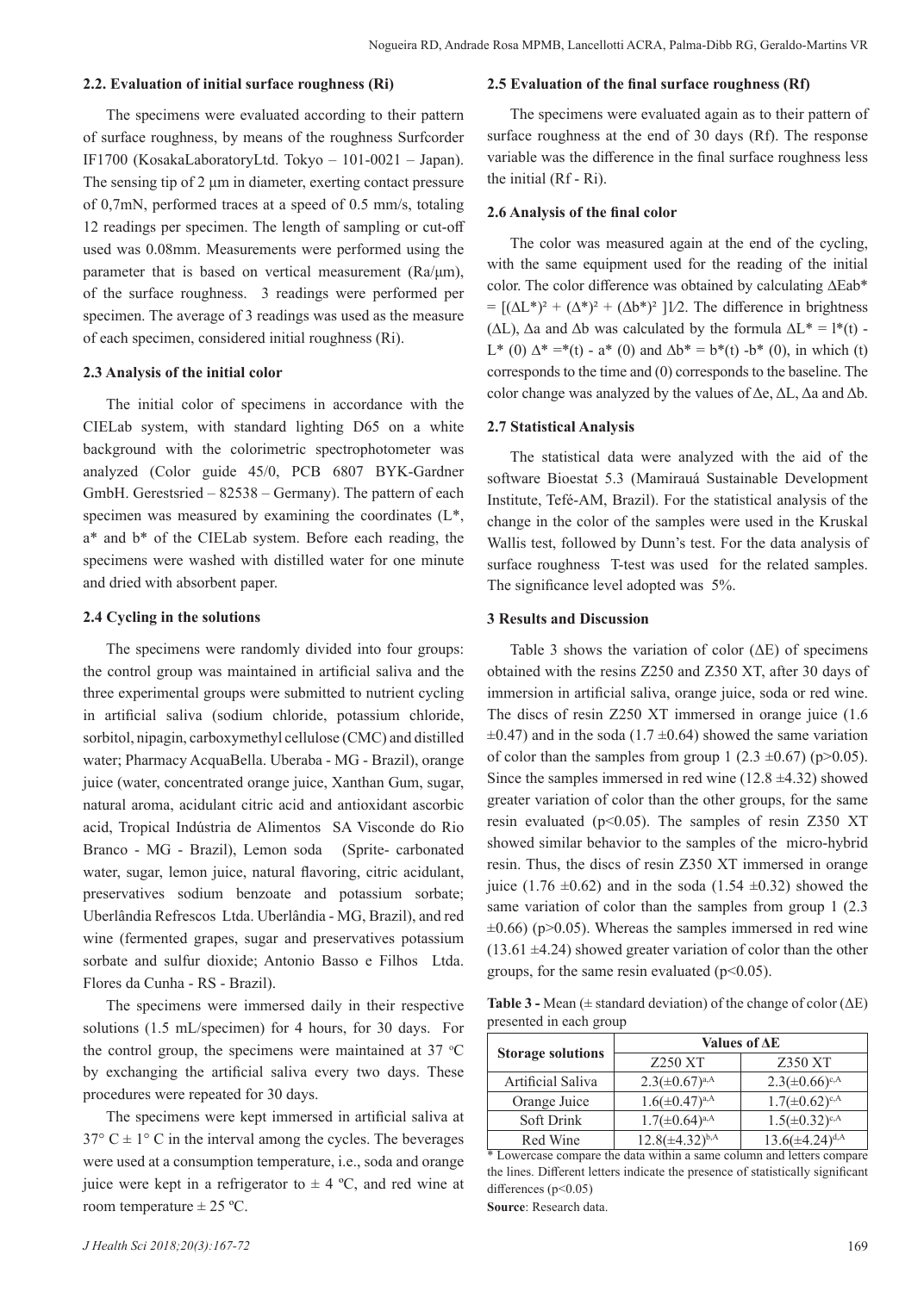### 2.2. Evaluation of initial surface roughness (Ri)

The specimens were evaluated according to their pattern of surface roughness, by means of the roughness Surfcorder IF1700 (KosakaLaboratoryLtd. Tokyo – 101-0021 – Japan). The sensing tip of 2 µm in diameter, exerting contact pressure of 0,7mN, performed traces at a speed of 0.5 mm/s, totaling 12 readings per specimen. The length of sampling or cut-off used was 0.08mm. Measurements were performed using the parameter that is based on vertical measurement (Ra/µm), of the surface roughness. 3 readings were performed per specimen. The average of 3 readings was used as the measure of each specimen, considered initial roughness (Ri).

### 2.3 Analysis of the initial color

The initial color of specimens in accordance with the CIELab system, with standard lighting D65 on a white background with the colorimetric spectrophotometer was analyzed (Color guide 45/0, PCB 6807 BYK-Gardner GmbH. Gerestsried – 82538 – Germany). The pattern of each specimen was measured by examining the coordinates (L*, a* and b* of the CIELab system. Before each reading, the specimens were washed with distilled water for one minute and dried with absorbent paper.

### 2.4 Cycling in the solutions

The specimens were randomly divided into four groups: the control group was maintained in artificial saliva and the three experimental groups were submitted to nutrient cycling in artificial saliva (sodium chloride, potassium chloride, sorbitol, nipagin, carboxymethyl cellulose (CMC) and distilled water; Pharmacy AcquaBella. Uberaba - MG - Brazil), orange juice (water, concentrated orange juice, Xanthan Gum, sugar, natural aroma, acidulant citric acid and antioxidant ascorbic acid, Tropical Indústria de Alimentos SA Visconde do Rio Branco - MG - Brazil), Lemon soda (Sprite- carbonated water, sugar, lemon juice, natural flavoring, citric acidulant, preservatives sodium benzoate and potassium sorbate; Uberlândia Refrescos Ltda. Uberlândia - MG, Brazil), and red wine (fermented grapes, sugar and preservatives potassium sorbate and sulfur dioxide; Antonio Basso e Filhos Ltda. Flores da Cunha - RS - Brazil).

The specimens were immersed daily in their respective solutions (1.5 mL/specimen) for 4 hours, for 30 days. For the control group, the specimens were maintained at 37 °C by exchanging the artificial saliva every two days. These procedures were repeated for 30 days.

The specimens were kept immersed in artificial saliva at 37° C ± 1° C in the interval among the cycles. The beverages were used at a consumption temperature, i.e., soda and orange juice were kept in a refrigerator to ± 4 ºC, and red wine at room temperature ± 25 ºC.

### 2.5 Evaluation of the final surface roughness (Rf)

The specimens were evaluated again as to their pattern of surface roughness at the end of 30 days (Rf). The response variable was the difference in the final surface roughness less the initial (Rf - Ri).

### 2.6 Analysis of the final color

The color was measured again at the end of the cycling, with the same equipment used for the reading of the initial color. The color difference was obtained by calculating $\Delta Eab^* = [(\Delta L^*)^2 + (\Delta^*)^2 + (\Delta b^*)^2]1/2$. The difference in brightness ($\Delta L$), $\Delta a$ and $\Delta b$ was calculated by the formula $\Delta L^* = l^*(t) - L^*(0)$ $\Delta^* = {}^*(t) - a^*(0)$ and $\Delta b^* = b^*(t) - b^*(0)$, in which (t) corresponds to the time and (0) corresponds to the baseline. The color change was analyzed by the values of $\Delta e$, $\Delta L$, $\Delta a$ and $\Delta b$.

### 2.7 Statistical Analysis

The statistical data were analyzed with the aid of the software Bioestat 5.3 (Mamirauá Sustainable Development Institute, Tefé-AM, Brazil). For the statistical analysis of the change in the color of the samples were used in the Kruskal Wallis test, followed by Dunn's test. For the data analysis of surface roughness T-test was used for the related samples. The significance level adopted was 5%.

## 3 Results and Discussion

Table 3 shows the variation of color ($\Delta E$) of specimens obtained with the resins Z250 and Z350 XT, after 30 days of immersion in artificial saliva, orange juice, soda or red wine. The discs of resin Z250 XT immersed in orange juice (1.6 ±0.47) and in the soda (1.7 ±0.64) showed the same variation of color than the samples from group 1 (2.3 ±0.67) ($p>0.05$). Since the samples immersed in red wine (12.8 ±4.32) showed greater variation of color than the other groups, for the same resin evaluated ($p<0.05$). The samples of resin Z350 XT showed similar behavior to the samples of the micro-hybrid resin. Thus, the discs of resin Z350 XT immersed in orange juice (1.76 ±0.62) and in the soda (1.54 ±0.32) showed the same variation of color than the samples from group 1 (2.3 ±0.66) ($p>0.05$). Whereas the samples immersed in red wine (13.61 ±4.24) showed greater variation of color than the other groups, for the same resin evaluated ($p<0.05$).

**Table 3 -** Mean (± standard deviation) of the change of color ($\Delta E$) presented in each group

| Storage solutions | Values of ΔE | |
|---|---|---|
| | Z250 XT | Z350 XT |
| Artificial Saliva | 2.3(±0.67)[a,A] | 2.3(±0.66)[c,A] |
| Orange Juice | 1.6(±0.47)[a,A] | 1.7(±0.62)[c,A] |
| Soft Drink | 1.7(±0.64)[a,A] | 1.5(±0.32)[c,A] |
| Red Wine | 12.8(±4.32)[b,A] | 13.6(±4.24)[d,A] |

* Lowercase compare the data within a same column and letters compare the lines. Different letters indicate the presence of statistically significant differences ($p<0.05$)

**Source**: Research data.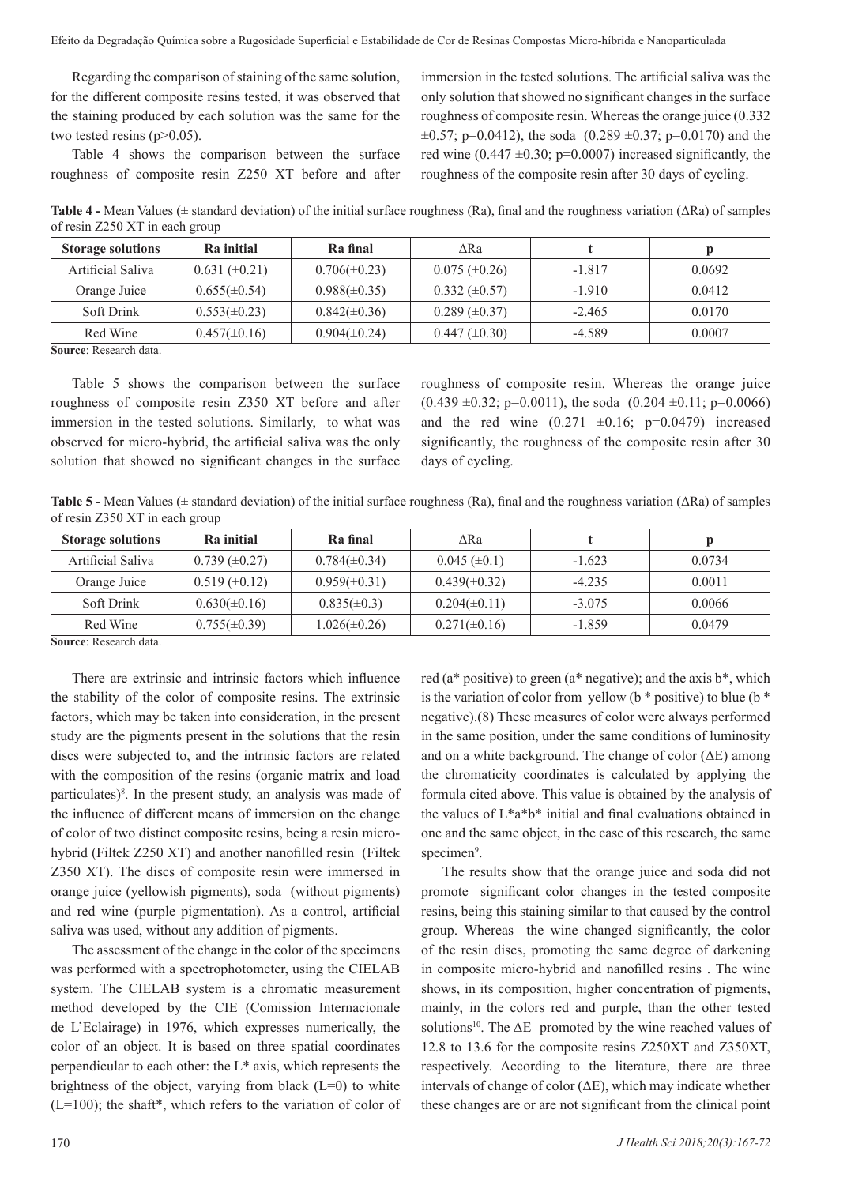Regarding the comparison of staining of the same solution, for the different composite resins tested, it was observed that the staining produced by each solution was the same for the two tested resins ($p>0.05$).

Table 4 shows the comparison between the surface roughness of composite resin Z250 XT before and after immersion in the tested solutions. The artificial saliva was the only solution that showed no significant changes in the surface roughness of composite resin. Whereas the orange juice (0.332 ±0.57; p=0.0412), the soda (0.289 ±0.37; p=0.0170) and the red wine (0.447 ±0.30; p=0.0007) increased significantly, the roughness of the composite resin after 30 days of cycling.

**Table 4 -** Mean Values (± standard deviation) of the initial surface roughness (Ra), final and the roughness variation (ΔRa) of samples of resin Z250 XT in each group

| Storage solutions | Ra initial | Ra final | ΔRa | t | p |
|---|---|---|---|---|---|
| Artificial Saliva | 0.631 (±0.21) | 0.706(±0.23) | 0.075 (±0.26) | -1.817 | 0.0692 |
| Orange Juice | 0.655(±0.54) | 0.988(±0.35) | 0.332 (±0.57) | -1.910 | 0.0412 |
| Soft Drink | 0.553(±0.23) | 0.842(±0.36) | 0.289 (±0.37) | -2.465 | 0.0170 |
| Red Wine | 0.457(±0.16) | 0.904(±0.24) | 0.447 (±0.30) | -4.589 | 0.0007 |

**Source**: Research data.

Table 5 shows the comparison between the surface roughness of composite resin Z350 XT before and after immersion in the tested solutions. Similarly, to what was observed for micro-hybrid, the artificial saliva was the only solution that showed no significant changes in the surface roughness of composite resin. Whereas the orange juice (0.439 ±0.32; p=0.0011), the soda (0.204 ±0.11; p=0.0066) and the red wine (0.271 ±0.16; p=0.0479) increased significantly, the roughness of the composite resin after 30 days of cycling.

**Table 5 -** Mean Values (± standard deviation) of the initial surface roughness (Ra), final and the roughness variation (ΔRa) of samples of resin Z350 XT in each group

| Storage solutions | Ra initial | Ra final | ΔRa | t | p |
|---|---|---|---|---|---|
| Artificial Saliva | 0.739 (±0.27) | 0.784(±0.34) | 0.045 (±0.1) | -1.623 | 0.0734 |
| Orange Juice | 0.519 (±0.12) | 0.959(±0.31) | 0.439(±0.32) | -4.235 | 0.0011 |
| Soft Drink | 0.630(±0.16) | 0.835(±0.3) | 0.204(±0.11) | -3.075 | 0.0066 |
| Red Wine | 0.755(±0.39) | 1.026(±0.26) | 0.271(±0.16) | -1.859 | 0.0479 |

**Source**: Research data.

There are extrinsic and intrinsic factors which influence the stability of the color of composite resins. The extrinsic factors, which may be taken into consideration, in the present study are the pigments present in the solutions that the resin discs were subjected to, and the intrinsic factors are related with the composition of the resins (organic matrix and load particulates)[8]. In the present study, an analysis was made of the influence of different means of immersion on the change of color of two distinct composite resins, being a resin micro-hybrid (Filtek Z250 XT) and another nanofilled resin (Filtek Z350 XT). The discs of composite resin were immersed in orange juice (yellowish pigments), soda (without pigments) and red wine (purple pigmentation). As a control, artificial saliva was used, without any addition of pigments.

The assessment of the change in the color of the specimens was performed with a spectrophotometer, using the CIELAB system. The CIELAB system is a chromatic measurement method developed by the CIE (Comission Internacionale de L'Eclairage) in 1976, which expresses numerically, the color of an object. It is based on three spatial coordinates perpendicular to each other: the L* axis, which represents the brightness of the object, varying from black (L=0) to white (L=100); the shaft*, which refers to the variation of color of red (a* positive) to green (a* negative); and the axis b*, which is the variation of color from yellow (b * positive) to blue (b * negative).(8) These measures of color were always performed in the same position, under the same conditions of luminosity and on a white background. The change of color (ΔE) among the chromaticity coordinates is calculated by applying the formula cited above. This value is obtained by the analysis of the values of L*a*b* initial and final evaluations obtained in one and the same object, in the case of this research, the same specimen[9].

The results show that the orange juice and soda did not promote significant color changes in the tested composite resins, being this staining similar to that caused by the control group. Whereas the wine changed significantly, the color of the resin discs, promoting the same degree of darkening in composite micro-hybrid and nanofilled resins . The wine shows, in its composition, higher concentration of pigments, mainly, in the colors red and purple, than the other tested solutions[10]. The ΔE promoted by the wine reached values of 12.8 to 13.6 for the composite resins Z250XT and Z350XT, respectively. According to the literature, there are three intervals of change of color (ΔE), which may indicate whether these changes are or are not significant from the clinical point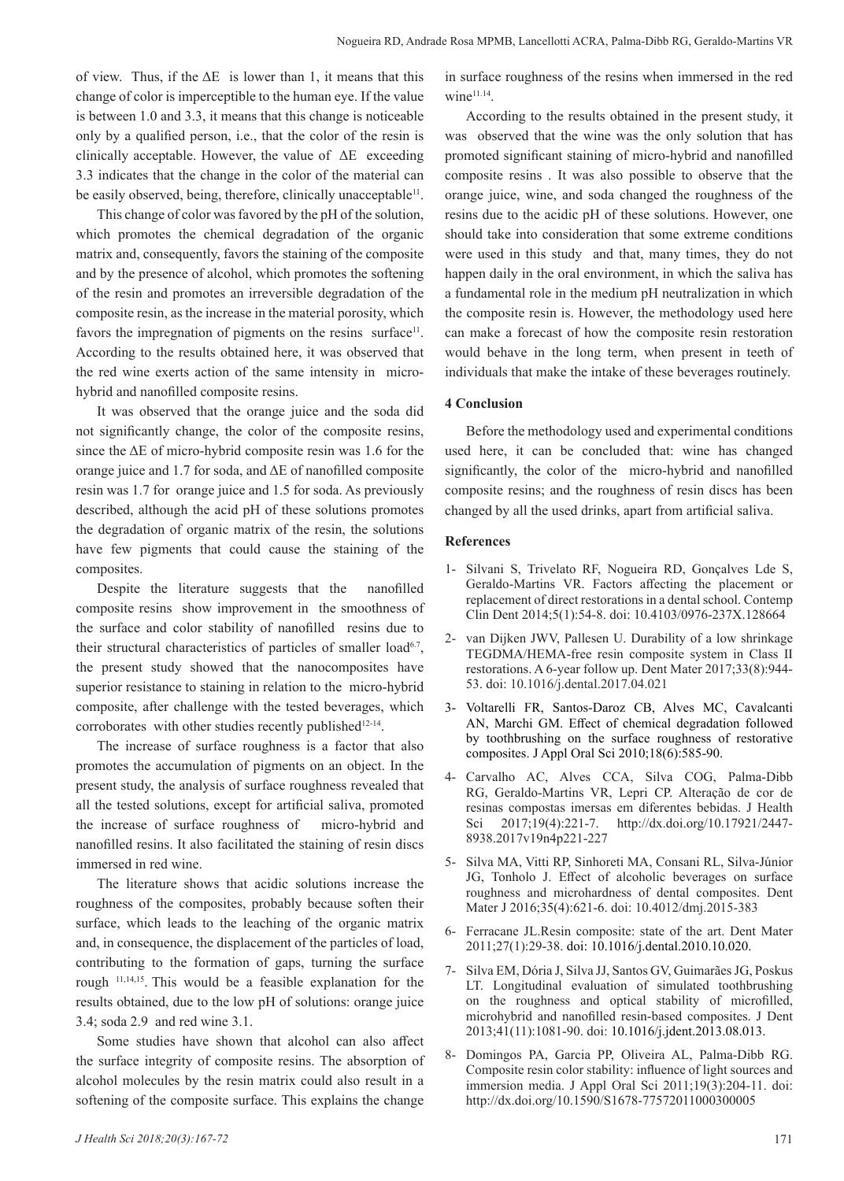of view. Thus, if the ΔE is lower than 1, it means that this change of color is imperceptible to the human eye. If the value is between 1.0 and 3.3, it means that this change is noticeable only by a qualified person, i.e., that the color of the resin is clinically acceptable. However, the value of ΔE exceeding 3.3 indicates that the change in the color of the material can be easily observed, being, therefore, clinically unacceptable[11].

This change of color was favored by the pH of the solution, which promotes the chemical degradation of the organic matrix and, consequently, favors the staining of the composite and by the presence of alcohol, which promotes the softening of the resin and promotes an irreversible degradation of the composite resin, as the increase in the material porosity, which favors the impregnation of pigments on the resins surface[11]. According to the results obtained here, it was observed that the red wine exerts action of the same intensity in micro-hybrid and nanofilled composite resins.

It was observed that the orange juice and the soda did not significantly change, the color of the composite resins, since the ΔE of micro-hybrid composite resin was 1.6 for the orange juice and 1.7 for soda, and ΔE of nanofilled composite resin was 1.7 for orange juice and 1.5 for soda. As previously described, although the acid pH of these solutions promotes the degradation of organic matrix of the resin, the solutions have few pigments that could cause the staining of the composites.

Despite the literature suggests that the nanofilled composite resins show improvement in the smoothness of the surface and color stability of nanofilled resins due to their structural characteristics of particles of smaller load[6,7], the present study showed that the nanocomposites have superior resistance to staining in relation to the micro-hybrid composite, after challenge with the tested beverages, which corroborates with other studies recently published[12-14].

The increase of surface roughness is a factor that also promotes the accumulation of pigments on an object. In the present study, the analysis of surface roughness revealed that all the tested solutions, except for artificial saliva, promoted the increase of surface roughness of micro-hybrid and nanofilled resins. It also facilitated the staining of resin discs immersed in red wine.

The literature shows that acidic solutions increase the roughness of the composites, probably because soften their surface, which leads to the leaching of the organic matrix and, in consequence, the displacement of the particles of load, contributing to the formation of gaps, turning the surface rough [11,14,15]. This would be a feasible explanation for the results obtained, due to the low pH of solutions: orange juice 3.4; soda 2.9 and red wine 3.1.

Some studies have shown that alcohol can also affect the surface integrity of composite resins. The absorption of alcohol molecules by the resin matrix could also result in a softening of the composite surface. This explains the change in surface roughness of the resins when immersed in the red wine[11,14].

According to the results obtained in the present study, it was observed that the wine was the only solution that has promoted significant staining of micro-hybrid and nanofilled composite resins . It was also possible to observe that the orange juice, wine, and soda changed the roughness of the resins due to the acidic pH of these solutions. However, one should take into consideration that some extreme conditions were used in this study and that, many times, they do not happen daily in the oral environment, in which the saliva has a fundamental role in the medium pH neutralization in which the composite resin is. However, the methodology used here can make a forecast of how the composite resin restoration would behave in the long term, when present in teeth of individuals that make the intake of these beverages routinely.

## 4 Conclusion

Before the methodology used and experimental conditions used here, it can be concluded that: wine has changed significantly, the color of the micro-hybrid and nanofilled composite resins; and the roughness of resin discs has been changed by all the used drinks, apart from artificial saliva.

## References

1- Silvani S, Trivelato RF, Nogueira RD, Gonçalves Lde S, Geraldo-Martins VR. Factors affecting the placement or replacement of direct restorations in a dental school. Contemp Clin Dent 2014;5(1):54-8. doi: 10.4103/0976-237X.128664

2- van Dijken JWV, Pallesen U. Durability of a low shrinkage TEGDMA/HEMA-free resin composite system in Class II restorations. A 6-year follow up. Dent Mater 2017;33(8):944-53. doi: 10.1016/j.dental.2017.04.021

3- Voltarelli FR, Santos-Daroz CB, Alves MC, Cavalcanti AN, Marchi GM. Effect of chemical degradation followed by toothbrushing on the surface roughness of restorative composites. J Appl Oral Sci 2010;18(6):585-90.

4- Carvalho AC, Alves CCA, Silva COG, Palma-Dibb RG, Geraldo-Martins VR, Lepri CP. Alteração de cor de resinas compostas imersas em diferentes bebidas. J Health Sci 2017;19(4):221-7. http://dx.doi.org/10.17921/2447-8938.2017v19n4p221-227

5- Silva MA, Vitti RP, Sinhoreti MA, Consani RL, Silva-Júnior JG, Tonholo J. Effect of alcoholic beverages on surface roughness and microhardness of dental composites. Dent Mater J 2016;35(4):621-6. doi: 10.4012/dmj.2015-383

6- Ferracane JL.Resin composite: state of the art. Dent Mater 2011;27(1):29-38. doi: 10.1016/j.dental.2010.10.020.

7- Silva EM, Dória J, Silva JJ, Santos GV, Guimarães JG, Poskus LT. Longitudinal evaluation of simulated toothbrushing on the roughness and optical stability of microfilled, microhybrid and nanofilled resin-based composites. J Dent 2013;41(11):1081-90. doi: 10.1016/j.jdent.2013.08.013.

8- Domingos PA, Garcia PP, Oliveira AL, Palma-Dibb RG. Composite resin color stability: influence of light sources and immersion media. J Appl Oral Sci 2011;19(3):204-11. doi: http://dx.doi.org/10.1590/S1678-77572011000300005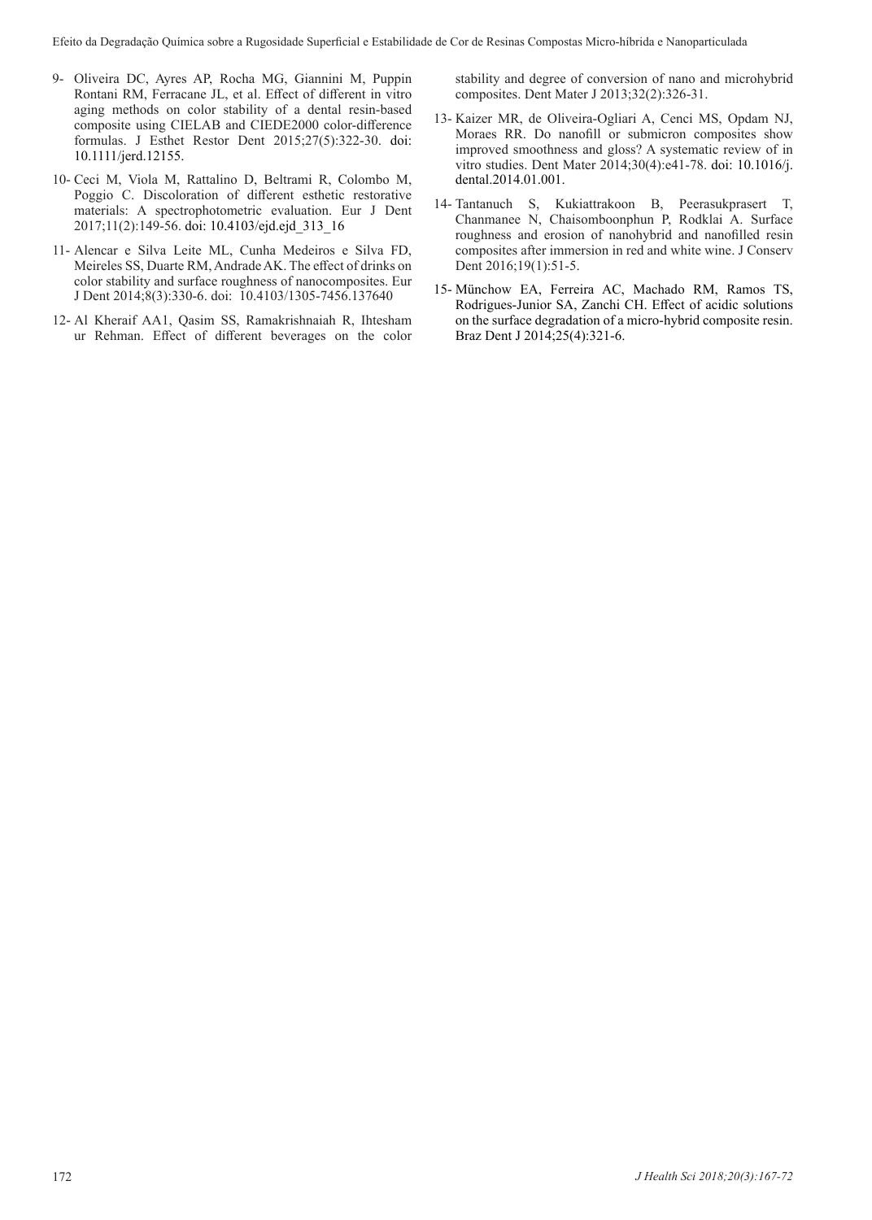9- Oliveira DC, Ayres AP, Rocha MG, Giannini M, Puppin Rontani RM, Ferracane JL, et al. Effect of different in vitro aging methods on color stability of a dental resin-based composite using CIELAB and CIEDE2000 color-difference formulas. J Esthet Restor Dent 2015;27(5):322-30. doi: 10.1111/jerd.12155.

10- Ceci M, Viola M, Rattalino D, Beltrami R, Colombo M, Poggio C. Discoloration of different esthetic restorative materials: A spectrophotometric evaluation. Eur J Dent 2017;11(2):149-56. doi: 10.4103/ejd.ejd_313_16

11- Alencar e Silva Leite ML, Cunha Medeiros e Silva FD, Meireles SS, Duarte RM, Andrade AK. The effect of drinks on color stability and surface roughness of nanocomposites. Eur J Dent 2014;8(3):330-6. doi: 10.4103/1305-7456.137640

12- Al Kheraif AA1, Qasim SS, Ramakrishnaiah R, Ihtesham ur Rehman. Effect of different beverages on the color stability and degree of conversion of nano and microhybrid composites. Dent Mater J 2013;32(2):326-31.

13- Kaizer MR, de Oliveira-Ogliari A, Cenci MS, Opdam NJ, Moraes RR. Do nanofill or submicron composites show improved smoothness and gloss? A systematic review of in vitro studies. Dent Mater 2014;30(4):e41-78. doi: 10.1016/j.dental.2014.01.001.

14- Tantanuch S, Kukiattrakoon B, Peerasukprasert T, Chanmanee N, Chaisomboonphun P, Rodklai A. Surface roughness and erosion of nanohybrid and nanofilled resin composites after immersion in red and white wine. J Conserv Dent 2016;19(1):51-5.

15- Münchow EA, Ferreira AC, Machado RM, Ramos TS, Rodrigues-Junior SA, Zanchi CH. Effect of acidic solutions on the surface degradation of a micro-hybrid composite resin. Braz Dent J 2014;25(4):321-6.